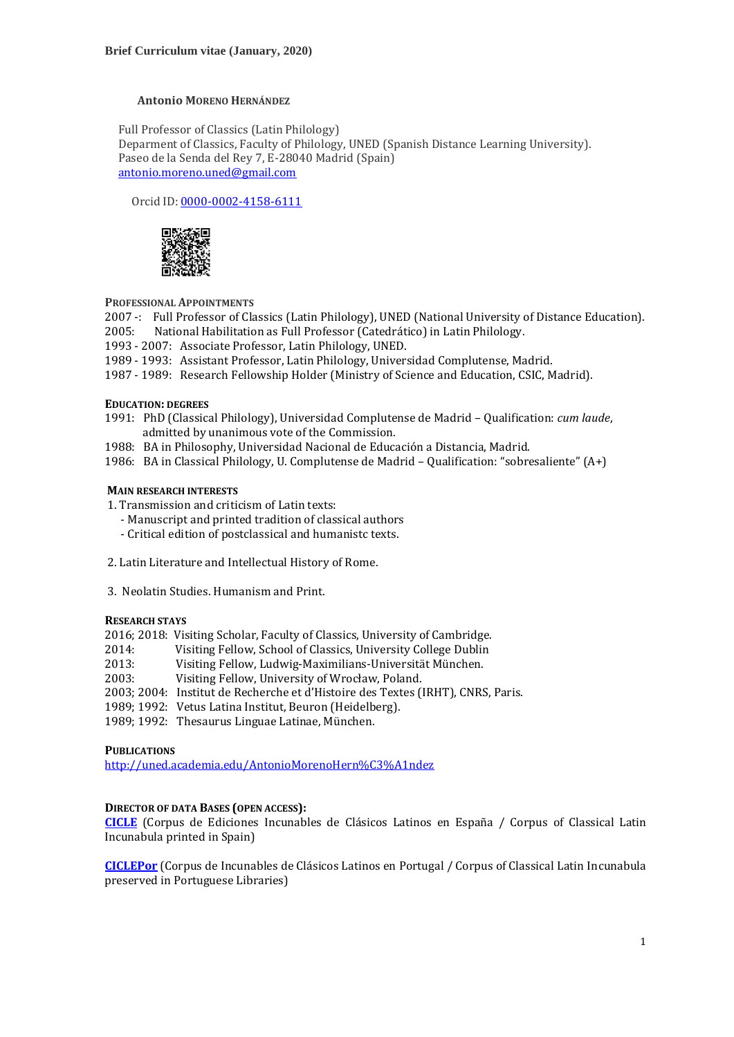**Brief Curriculum vitae (January, 2020)**

**Antonio MORENO HERNÁNDEZ**

Full Professor of Classics (Latin Philology)
Deparment of Classics, Faculty of Philology, UNED (Spanish Distance Learning University).
Paseo de la Senda del Rey 7, E-28040 Madrid (Spain)
[antonio.moreno.uned@gmail.com](mailto:antonio.moreno.uned@gmail.com)

Orcid ID: [0000-0002-4158-6111](https://orcid.org/0000-0002-4158-6111)

## PROFESSIONAL APPOINTMENTS

2007 -: Full Professor of Classics (Latin Philology), UNED (National University of Distance Education).
2005: National Habilitation as Full Professor (Catedrático) in Latin Philology.
1993 - 2007: Associate Professor, Latin Philology, UNED.
1989 - 1993: Assistant Professor, Latin Philology, Universidad Complutense, Madrid.
1987 - 1989: Research Fellowship Holder (Ministry of Science and Education, CSIC, Madrid).

## EDUCATION: DEGREES

1991: PhD (Classical Philology), Universidad Complutense de Madrid – Qualification: *cum laude*, admitted by unanimous vote of the Commission.
1988: BA in Philosophy, Universidad Nacional de Educación a Distancia, Madrid.
1986: BA in Classical Philology, U. Complutense de Madrid – Qualification: "sobresaliente" (A+)

## MAIN RESEARCH INTERESTS

1. Transmission and criticism of Latin texts:
   - Manuscript and printed tradition of classical authors
   - Critical edition of postclassical and humanistc texts.

2. Latin Literature and Intellectual History of Rome.

3. Neolatin Studies. Humanism and Print.

## RESEARCH STAYS

2016; 2018: Visiting Scholar, Faculty of Classics, University of Cambridge.
2014: Visiting Fellow, School of Classics, University College Dublin
2013: Visiting Fellow, Ludwig-Maximilians-Universität München.
2003: Visiting Fellow, University of Wrocław, Poland.
2003; 2004: Institut de Recherche et d'Histoire des Textes (IRHT), CNRS, Paris.
1989; 1992: Vetus Latina Institut, Beuron (Heidelberg).
1989; 1992: Thesaurus Linguae Latinae, München.

## PUBLICATIONS

[http://uned.academia.edu/AntonioMorenoHern%C3%A1ndez](http://uned.academia.edu/AntonioMorenoHern%C3%A1ndez)

## DIRECTOR OF DATA BASES (OPEN ACCESS):

**CICLE** (Corpus de Ediciones Incunables de Clásicos Latinos en España / Corpus of Classical Latin Incunabula printed in Spain)

**CICLEPor** (Corpus de Incunables de Clásicos Latinos en Portugal / Corpus of Classical Latin Incunabula preserved in Portuguese Libraries)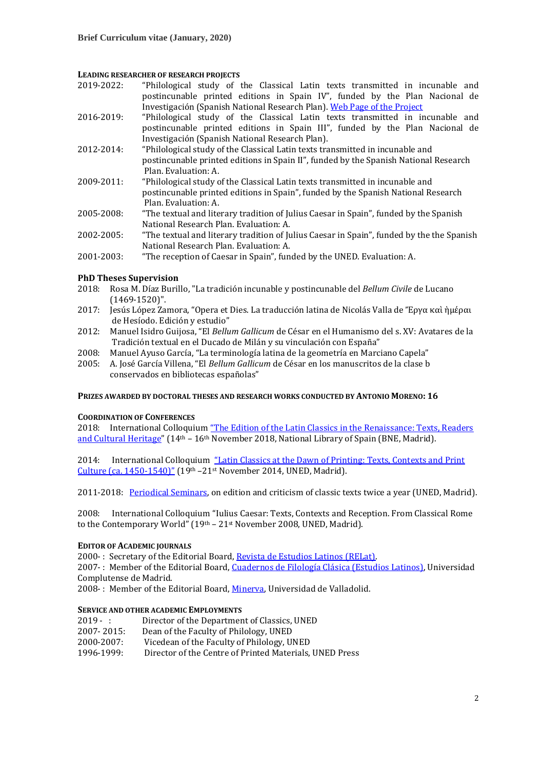## LEADING RESEARCHER OF RESEARCH PROJECTS

2019-2022: "Philological study of the Classical Latin texts transmitted in incunable and postincunable printed editions in Spain IV", funded by the Plan Nacional de Investigación (Spanish National Research Plan). [Web Page of the Project]

2016-2019: "Philological study of the Classical Latin texts transmitted in incunable and postincunable printed editions in Spain III", funded by the Plan Nacional de Investigación (Spanish National Research Plan).

2012-2014: "Philological study of the Classical Latin texts transmitted in incunable and postincunable printed editions in Spain II", funded by the Spanish National Research Plan. Evaluation: A.

2009-2011: "Philological study of the Classical Latin texts transmitted in incunable and postincunable printed editions in Spain", funded by the Spanish National Research Plan. Evaluation: A.

2005-2008: "The textual and literary tradition of Julius Caesar in Spain", funded by the Spanish National Research Plan. Evaluation: A.

2002-2005: "The textual and literary tradition of Julius Caesar in Spain", funded by the the Spanish National Research Plan. Evaluation: A.

2001-2003: "The reception of Caesar in Spain", funded by the UNED. Evaluation: A.

## PhD Theses Supervision

- 2018: Rosa M. Díaz Burillo, "La tradición incunable y postincunable del *Bellum Civile* de Lucano (1469-1520)".
- 2017: Jesús López Zamora, "Opera et Dies. La traducción latina de Nicolás Valla de Ἔργα καὶ ἡμέραι de Hesíodo. Edición y estudio"
- 2012: Manuel Isidro Guijosa, "El *Bellum Gallicum* de César en el Humanismo del s. XV: Avatares de la Tradición textual en el Ducado de Milán y su vinculación con España"
- 2008: Manuel Ayuso García, "La terminología latina de la geometría en Marciano Capela"
- 2005: A. José García Villena, "El *Bellum Gallicum* de César en los manuscritos de la clase b conservados en bibliotecas españolas"

## PRIZES AWARDED BY DOCTORAL THESES AND RESEARCH WORKS CONDUCTED BY ANTONIO MORENO: 16

## COORDINATION OF CONFERENCES

2018: International Colloquium "The Edition of the Latin Classics in the Renaissance: Texts, Readers and Cultural Heritage" (14th – 16th November 2018, National Library of Spain (BNE, Madrid).

2014: International Colloquium "Latin Classics at the Dawn of Printing: Texts, Contexts and Print Culture (ca. 1450-1540)" (19th –21st November 2014, UNED, Madrid).

2011-2018: Periodical Seminars, on edition and criticism of classic texts twice a year (UNED, Madrid).

2008: International Colloquium "Iulius Caesar: Texts, Contexts and Reception. From Classical Rome to the Contemporary World" (19th – 21st November 2008, UNED, Madrid).

## EDITOR OF ACADEMIC JOURNALS

2000- : Secretary of the Editorial Board, Revista de Estudios Latinos (RELat).

2007- : Member of the Editorial Board, Cuadernos de Filología Clásica (Estudios Latinos), Universidad Complutense de Madrid.

2008- : Member of the Editorial Board, Minerva, Universidad de Valladolid.

## SERVICE AND OTHER ACADEMIC EMPLOYMENTS

2019 - : Director of the Department of Classics, UNED

2007- 2015: Dean of the Faculty of Philology, UNED

2000-2007: Vicedean of the Faculty of Philology, UNED

1996-1999: Director of the Centre of Printed Materials, UNED Press